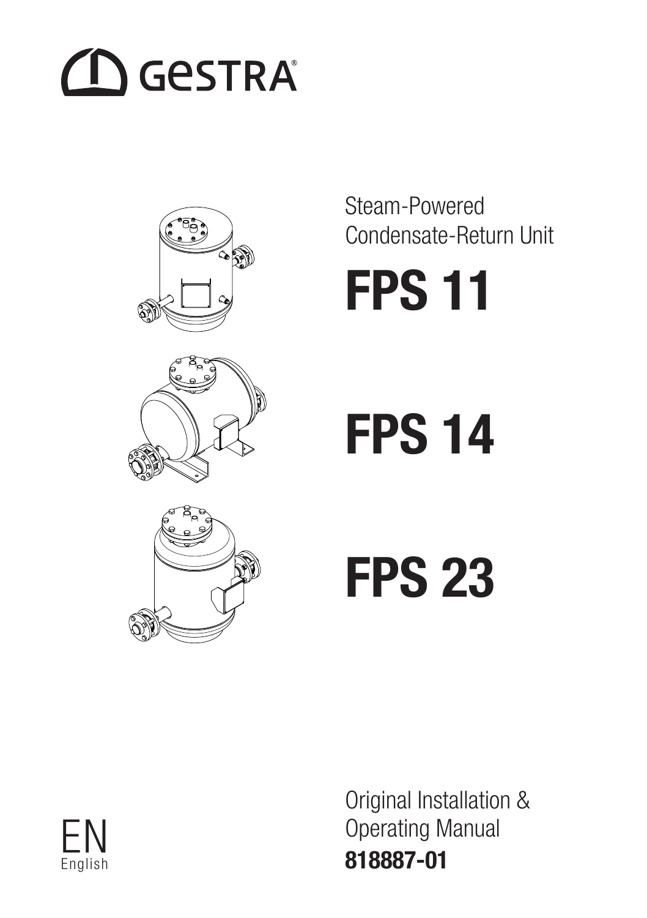GESTRA

Steam-Powered
Condensate-Return Unit

# FPS 11

# FPS 14

# FPS 23

EN
English

Original Installation &
Operating Manual
**818887-01**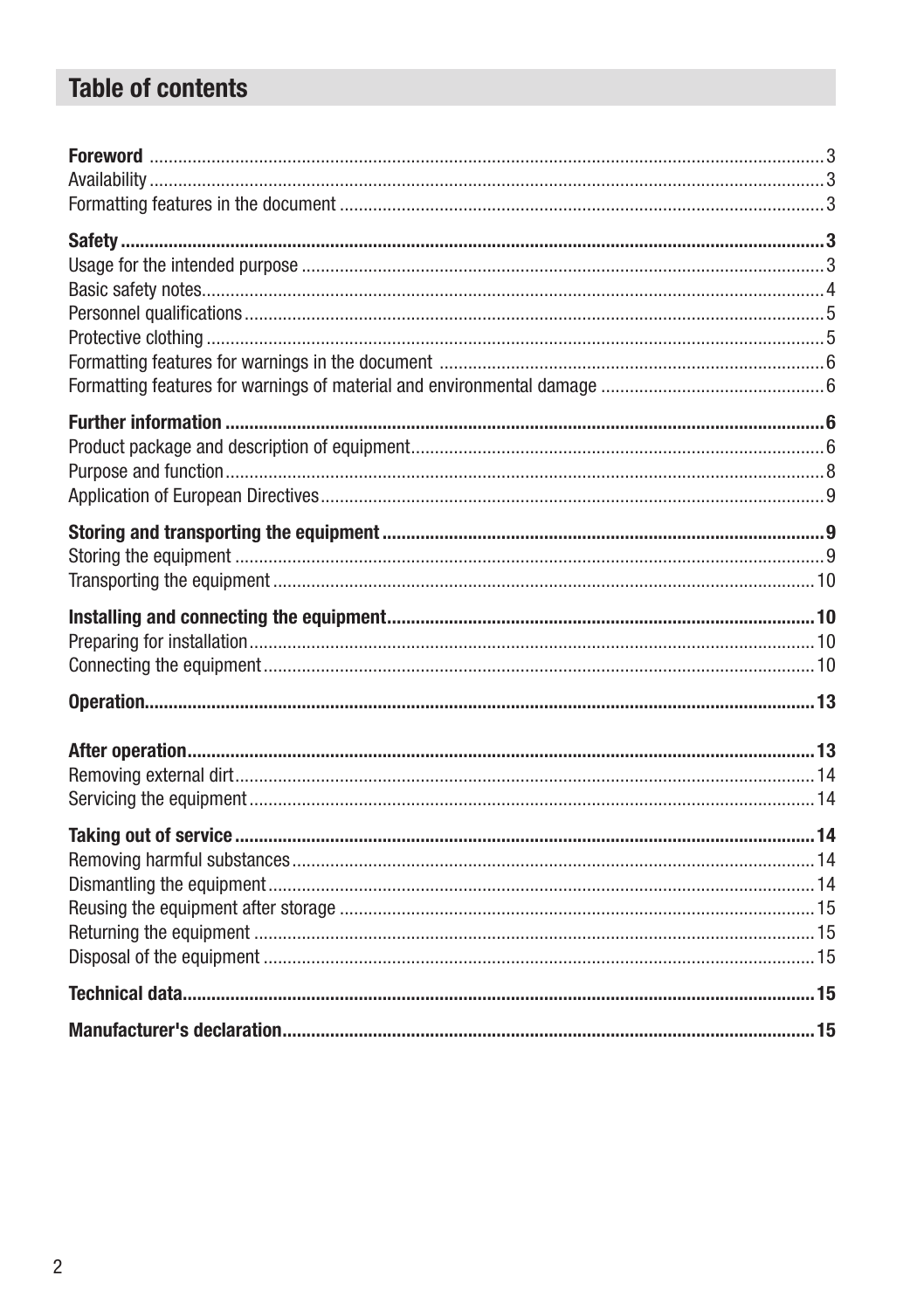# Table of contents

**Foreword** ... 3
Availability ... 3
Formatting features in the document ... 3

**Safety** ... 3
Usage for the intended purpose ... 3
Basic safety notes ... 4
Personnel qualifications ... 5
Protective clothing ... 5
Formatting features for warnings in the document ... 6
Formatting features for warnings of material and environmental damage ... 6

**Further information** ... 6
Product package and description of equipment ... 6
Purpose and function ... 8
Application of European Directives ... 9

**Storing and transporting the equipment** ... 9
Storing the equipment ... 9
Transporting the equipment ... 10

**Installing and connecting the equipment** ... 10
Preparing for installation ... 10
Connecting the equipment ... 10

**Operation** ... 13

**After operation** ... 13
Removing external dirt ... 14
Servicing the equipment ... 14

**Taking out of service** ... 14
Removing harmful substances ... 14
Dismantling the equipment ... 14
Reusing the equipment after storage ... 15
Returning the equipment ... 15
Disposal of the equipment ... 15

**Technical data** ... 15

**Manufacturer's declaration** ... 15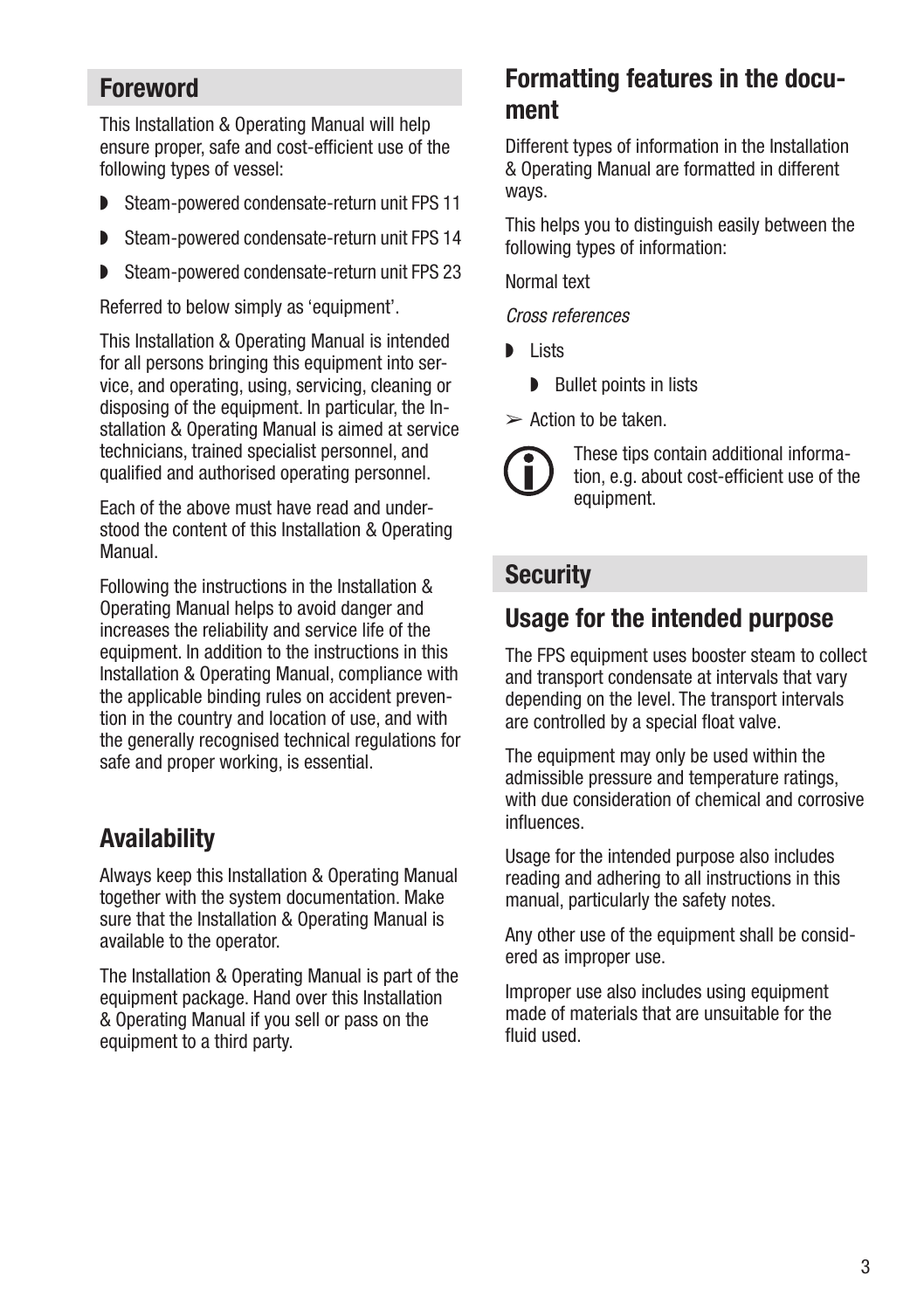## Foreword

This Installation & Operating Manual will help ensure proper, safe and cost-efficient use of the following types of vessel:

- Steam-powered condensate-return unit FPS 11
- Steam-powered condensate-return unit FPS 14
- Steam-powered condensate-return unit FPS 23

Referred to below simply as 'equipment'.

This Installation & Operating Manual is intended for all persons bringing this equipment into service, and operating, using, servicing, cleaning or disposing of the equipment. In particular, the Installation & Operating Manual is aimed at service technicians, trained specialist personnel, and qualified and authorised operating personnel.

Each of the above must have read and understood the content of this Installation & Operating Manual.

Following the instructions in the Installation & Operating Manual helps to avoid danger and increases the reliability and service life of the equipment. In addition to the instructions in this Installation & Operating Manual, compliance with the applicable binding rules on accident prevention in the country and location of use, and with the generally recognised technical regulations for safe and proper working, is essential.

## Availability

Always keep this Installation & Operating Manual together with the system documentation. Make sure that the Installation & Operating Manual is available to the operator.

The Installation & Operating Manual is part of the equipment package. Hand over this Installation & Operating Manual if you sell or pass on the equipment to a third party.

## Formatting features in the document

Different types of information in the Installation & Operating Manual are formatted in different ways.

This helps you to distinguish easily between the following types of information:

Normal text

*Cross references*

- Lists
  - Bullet points in lists

➢ Action to be taken.

These tips contain additional information, e.g. about cost-efficient use of the equipment.

## Security

## Usage for the intended purpose

The FPS equipment uses booster steam to collect and transport condensate at intervals that vary depending on the level. The transport intervals are controlled by a special float valve.

The equipment may only be used within the admissible pressure and temperature ratings, with due consideration of chemical and corrosive influences.

Usage for the intended purpose also includes reading and adhering to all instructions in this manual, particularly the safety notes.

Any other use of the equipment shall be considered as improper use.

Improper use also includes using equipment made of materials that are unsuitable for the fluid used.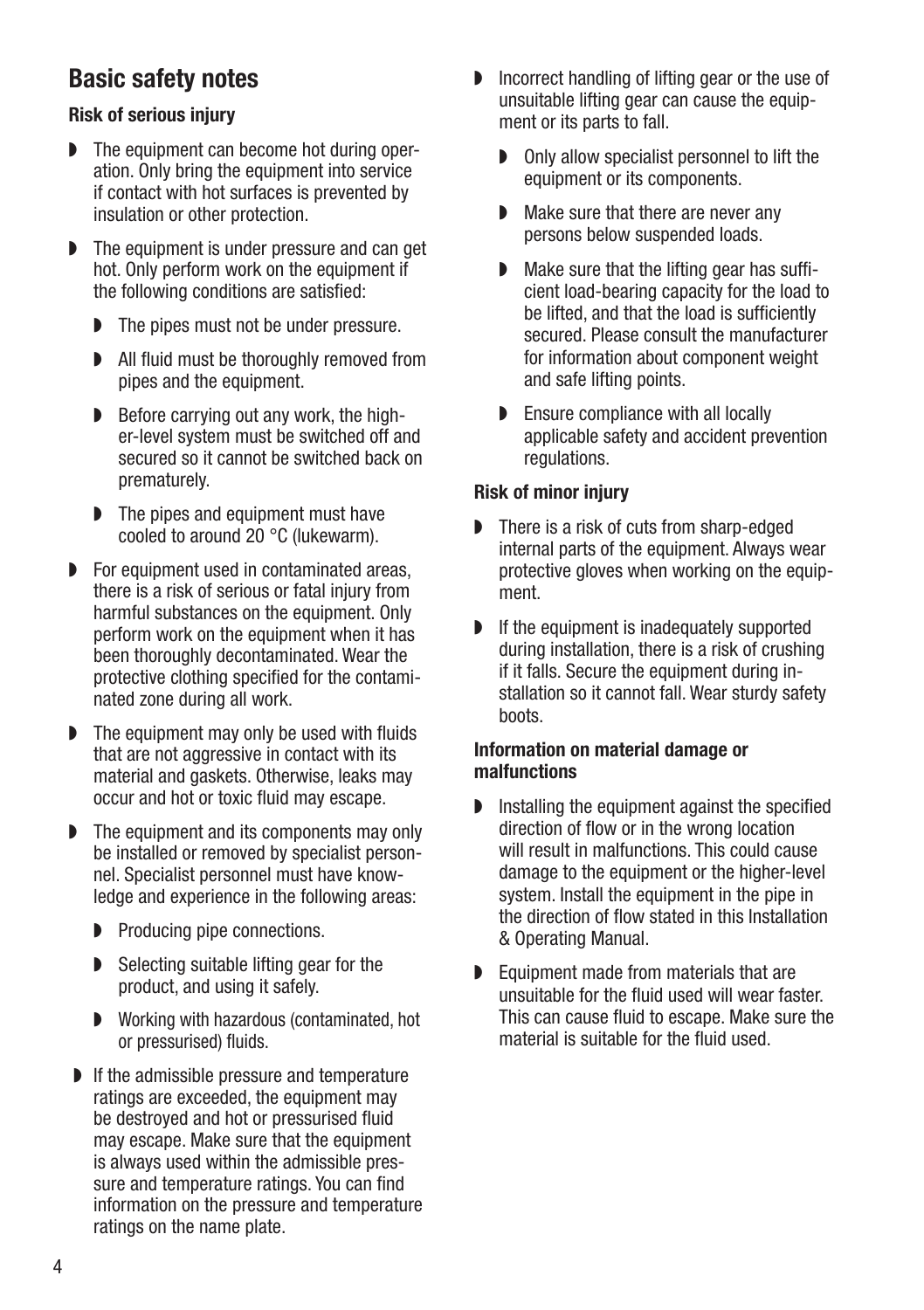## Basic safety notes

### Risk of serious injury

- The equipment can become hot during operation. Only bring the equipment into service if contact with hot surfaces is prevented by insulation or other protection.
- The equipment is under pressure and can get hot. Only perform work on the equipment if the following conditions are satisfied:
  - The pipes must not be under pressure.
  - All fluid must be thoroughly removed from pipes and the equipment.
  - Before carrying out any work, the higher-level system must be switched off and secured so it cannot be switched back on prematurely.
  - The pipes and equipment must have cooled to around 20 °C (lukewarm).
- For equipment used in contaminated areas, there is a risk of serious or fatal injury from harmful substances on the equipment. Only perform work on the equipment when it has been thoroughly decontaminated. Wear the protective clothing specified for the contaminated zone during all work.
- The equipment may only be used with fluids that are not aggressive in contact with its material and gaskets. Otherwise, leaks may occur and hot or toxic fluid may escape.
- The equipment and its components may only be installed or removed by specialist personnel. Specialist personnel must have knowledge and experience in the following areas:
  - Producing pipe connections.
  - Selecting suitable lifting gear for the product, and using it safely.
  - Working with hazardous (contaminated, hot or pressurised) fluids.
- If the admissible pressure and temperature ratings are exceeded, the equipment may be destroyed and hot or pressurised fluid may escape. Make sure that the equipment is always used within the admissible pressure and temperature ratings. You can find information on the pressure and temperature ratings on the name plate.
- Incorrect handling of lifting gear or the use of unsuitable lifting gear can cause the equipment or its parts to fall.
  - Only allow specialist personnel to lift the equipment or its components.
  - Make sure that there are never any persons below suspended loads.
  - Make sure that the lifting gear has sufficient load-bearing capacity for the load to be lifted, and that the load is sufficiently secured. Please consult the manufacturer for information about component weight and safe lifting points.
  - Ensure compliance with all locally applicable safety and accident prevention regulations.

### Risk of minor injury

- There is a risk of cuts from sharp-edged internal parts of the equipment. Always wear protective gloves when working on the equipment.
- If the equipment is inadequately supported during installation, there is a risk of crushing if it falls. Secure the equipment during installation so it cannot fall. Wear sturdy safety boots.

### Information on material damage or malfunctions

- Installing the equipment against the specified direction of flow or in the wrong location will result in malfunctions. This could cause damage to the equipment or the higher-level system. Install the equipment in the pipe in the direction of flow stated in this Installation & Operating Manual.
- Equipment made from materials that are unsuitable for the fluid used will wear faster. This can cause fluid to escape. Make sure the material is suitable for the fluid used.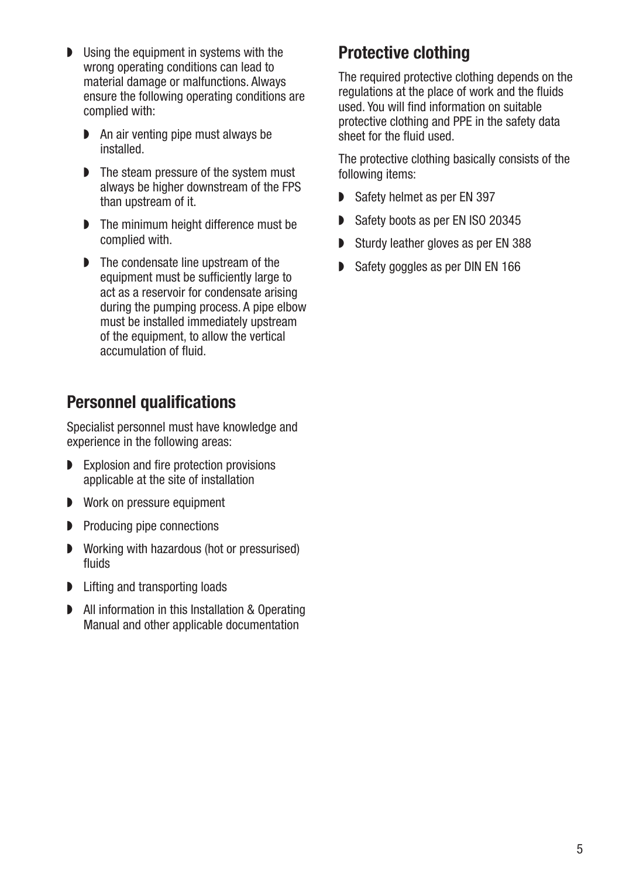- Using the equipment in systems with the wrong operating conditions can lead to material damage or malfunctions. Always ensure the following operating conditions are complied with:
  - An air venting pipe must always be installed.
  - The steam pressure of the system must always be higher downstream of the FPS than upstream of it.
  - The minimum height difference must be complied with.
  - The condensate line upstream of the equipment must be sufficiently large to act as a reservoir for condensate arising during the pumping process. A pipe elbow must be installed immediately upstream of the equipment, to allow the vertical accumulation of fluid.

## Personnel qualifications

Specialist personnel must have knowledge and experience in the following areas:

- Explosion and fire protection provisions applicable at the site of installation
- Work on pressure equipment
- Producing pipe connections
- Working with hazardous (hot or pressurised) fluids
- Lifting and transporting loads
- All information in this Installation & Operating Manual and other applicable documentation

## Protective clothing

The required protective clothing depends on the regulations at the place of work and the fluids used. You will find information on suitable protective clothing and PPE in the safety data sheet for the fluid used.

The protective clothing basically consists of the following items:

- Safety helmet as per EN 397
- Safety boots as per EN ISO 20345
- Sturdy leather gloves as per EN 388
- Safety goggles as per DIN EN 166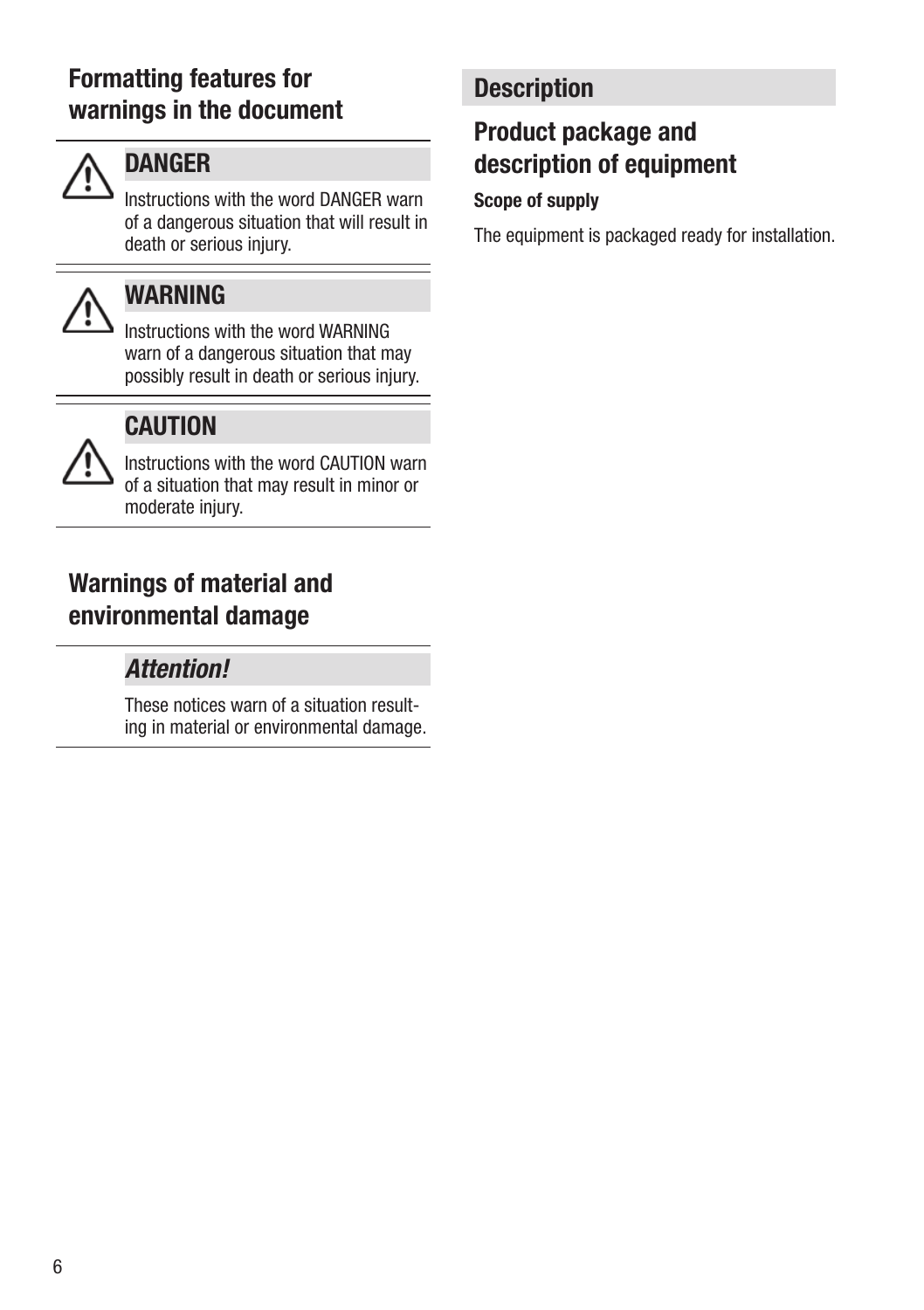## Formatting features for warnings in the document

### DANGER

Instructions with the word DANGER warn of a dangerous situation that will result in death or serious injury.

### WARNING

Instructions with the word WARNING warn of a dangerous situation that may possibly result in death or serious injury.

### CAUTION

Instructions with the word CAUTION warn of a situation that may result in minor or moderate injury.

## Warnings of material and environmental damage

### *Attention!*

These notices warn of a situation resulting in material or environmental damage.

# Description

## Product package and description of equipment

**Scope of supply**

The equipment is packaged ready for installation.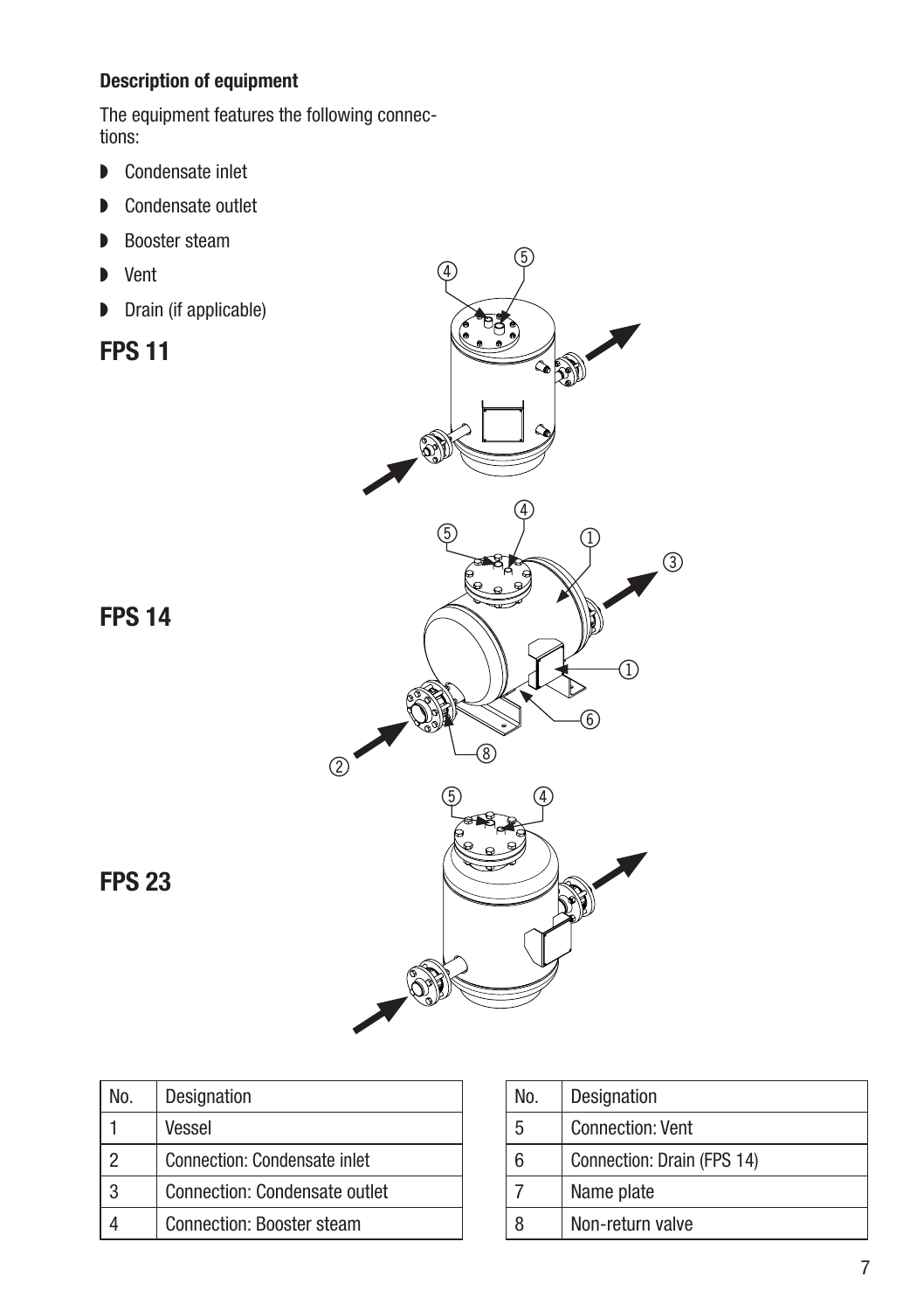**Description of equipment**

The equipment features the following connections:

- Condensate inlet
- Condensate outlet
- Booster steam
- Vent
- Drain (if applicable)

## FPS 11

## FPS 14

## FPS 23

| No. | Designation |
|---|---|
| 1 | Vessel |
| 2 | Connection: Condensate inlet |
| 3 | Connection: Condensate outlet |
| 4 | Connection: Booster steam |

| No. | Designation |
|---|---|
| 5 | Connection: Vent |
| 6 | Connection: Drain (FPS 14) |
| 7 | Name plate |
| 8 | Non-return valve |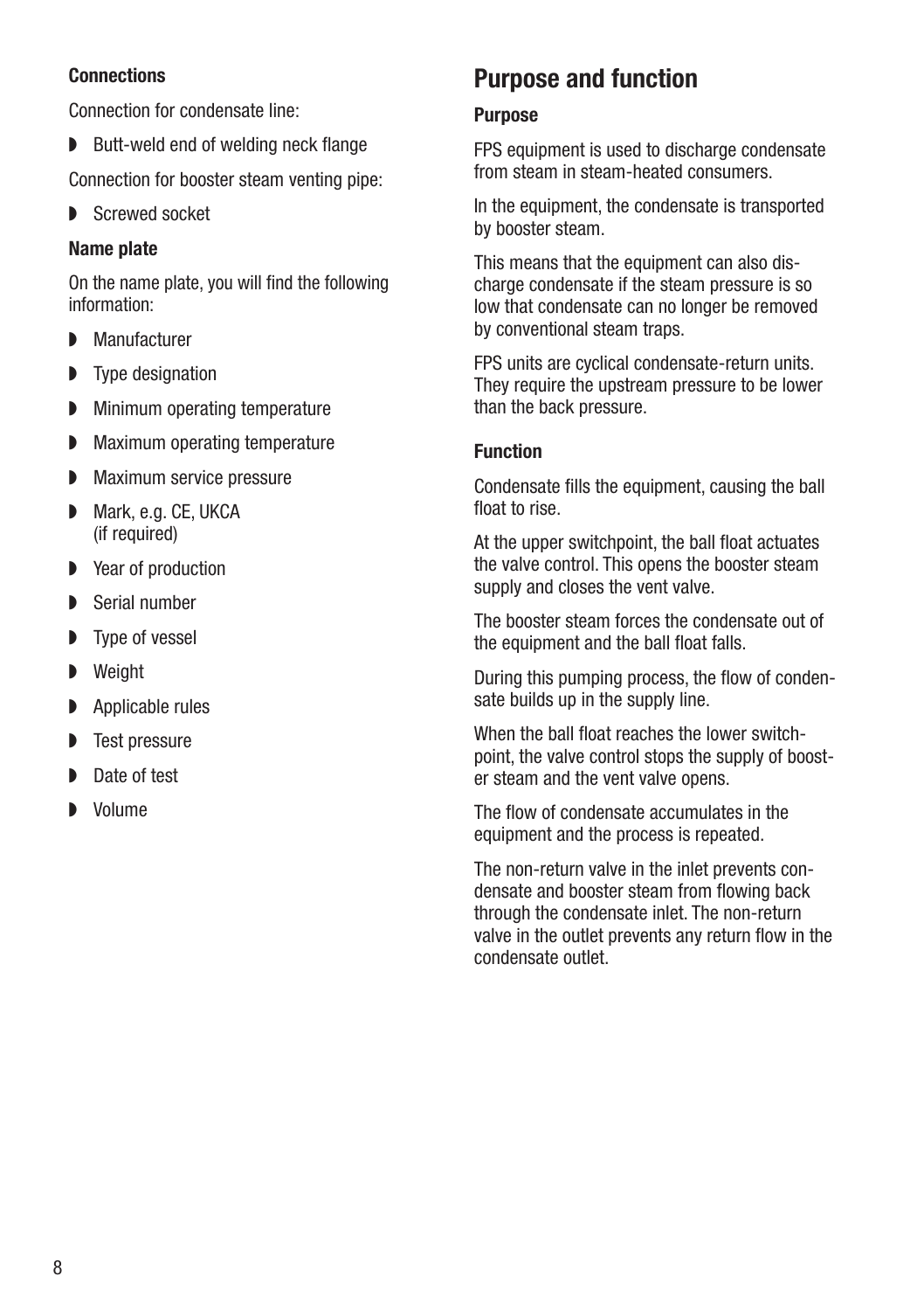#### Connections

Connection for condensate line:

- Butt-weld end of welding neck flange

Connection for booster steam venting pipe:

- Screwed socket

#### Name plate

On the name plate, you will find the following information:

- Manufacturer
- Type designation
- Minimum operating temperature
- Maximum operating temperature
- Maximum service pressure
- Mark, e.g. CE, UKCA (if required)
- Year of production
- Serial number
- Type of vessel
- Weight
- Applicable rules
- Test pressure
- Date of test
- Volume

## Purpose and function

#### Purpose

FPS equipment is used to discharge condensate from steam in steam-heated consumers.

In the equipment, the condensate is transported by booster steam.

This means that the equipment can also discharge condensate if the steam pressure is so low that condensate can no longer be removed by conventional steam traps.

FPS units are cyclical condensate-return units. They require the upstream pressure to be lower than the back pressure.

#### Function

Condensate fills the equipment, causing the ball float to rise.

At the upper switchpoint, the ball float actuates the valve control. This opens the booster steam supply and closes the vent valve.

The booster steam forces the condensate out of the equipment and the ball float falls.

During this pumping process, the flow of condensate builds up in the supply line.

When the ball float reaches the lower switchpoint, the valve control stops the supply of booster steam and the vent valve opens.

The flow of condensate accumulates in the equipment and the process is repeated.

The non-return valve in the inlet prevents condensate and booster steam from flowing back through the condensate inlet. The non-return valve in the outlet prevents any return flow in the condensate outlet.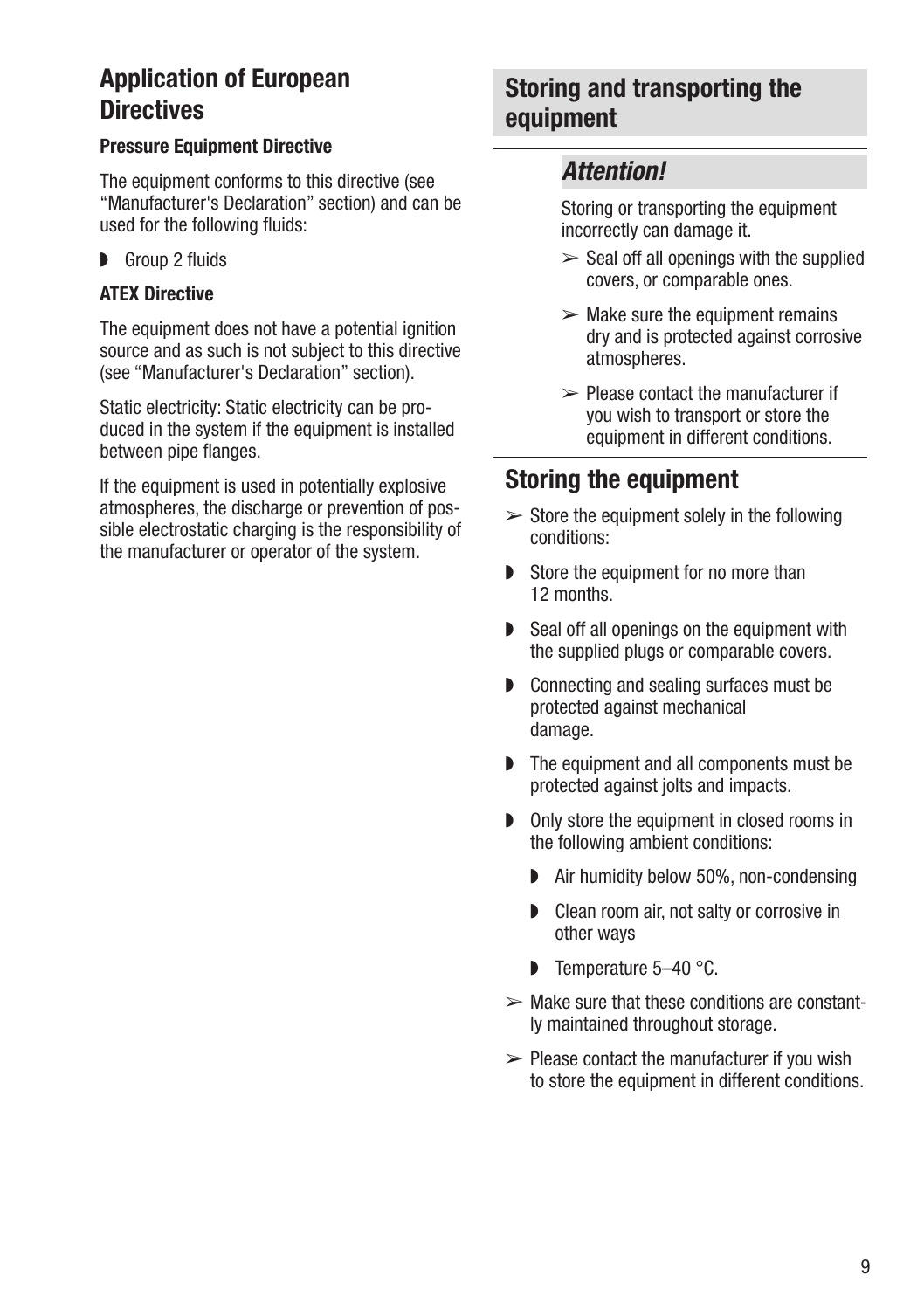## Application of European Directives

**Pressure Equipment Directive**

The equipment conforms to this directive (see "Manufacturer's Declaration" section) and can be used for the following fluids:

- Group 2 fluids

**ATEX Directive**

The equipment does not have a potential ignition source and as such is not subject to this directive (see "Manufacturer's Declaration" section).

Static electricity: Static electricity can be produced in the system if the equipment is installed between pipe flanges.

If the equipment is used in potentially explosive atmospheres, the discharge or prevention of possible electrostatic charging is the responsibility of the manufacturer or operator of the system.

## Storing and transporting the equipment

### *Attention!*

Storing or transporting the equipment incorrectly can damage it.

➢ Seal off all openings with the supplied covers, or comparable ones.

➢ Make sure the equipment remains dry and is protected against corrosive atmospheres.

➢ Please contact the manufacturer if you wish to transport or store the equipment in different conditions.

## Storing the equipment

➢ Store the equipment solely in the following conditions:

- Store the equipment for no more than 12 months.
- Seal off all openings on the equipment with the supplied plugs or comparable covers.
- Connecting and sealing surfaces must be protected against mechanical damage.
- The equipment and all components must be protected against jolts and impacts.
- Only store the equipment in closed rooms in the following ambient conditions:
  - Air humidity below 50%, non-condensing
  - Clean room air, not salty or corrosive in other ways
  - Temperature 5–40 °C.

➢ Make sure that these conditions are constantly maintained throughout storage.

➢ Please contact the manufacturer if you wish to store the equipment in different conditions.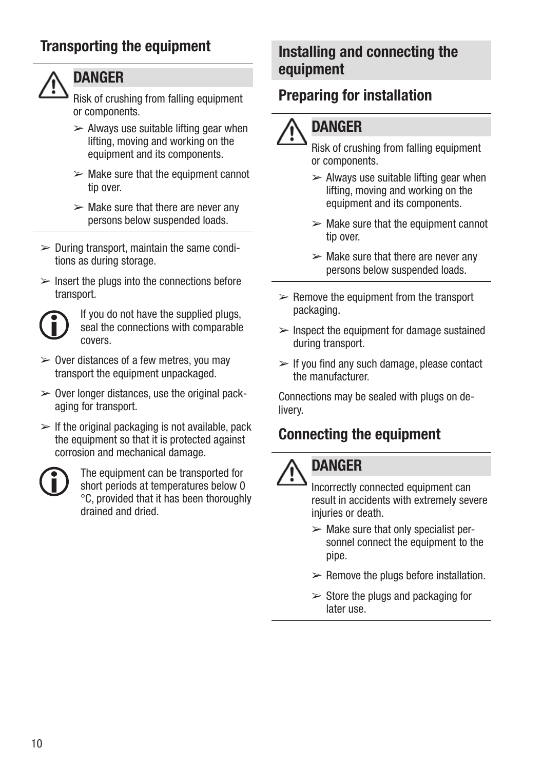## Transporting the equipment

### DANGER

Risk of crushing from falling equipment or components.

- Always use suitable lifting gear when lifting, moving and working on the equipment and its components.
- Make sure that the equipment cannot tip over.
- Make sure that there are never any persons below suspended loads.

- During transport, maintain the same conditions as during storage.
- Insert the plugs into the connections before transport.

If you do not have the supplied plugs, seal the connections with comparable covers.

- Over distances of a few metres, you may transport the equipment unpackaged.
- Over longer distances, use the original packaging for transport.
- If the original packaging is not available, pack the equipment so that it is protected against corrosion and mechanical damage.

The equipment can be transported for short periods at temperatures below 0 °C, provided that it has been thoroughly drained and dried.

## Installing and connecting the equipment

### Preparing for installation

#### DANGER

Risk of crushing from falling equipment or components.

- Always use suitable lifting gear when lifting, moving and working on the equipment and its components.
- Make sure that the equipment cannot tip over.
- Make sure that there are never any persons below suspended loads.

- Remove the equipment from the transport packaging.
- Inspect the equipment for damage sustained during transport.
- If you find any such damage, please contact the manufacturer.

Connections may be sealed with plugs on delivery.

### Connecting the equipment

#### DANGER

Incorrectly connected equipment can result in accidents with extremely severe injuries or death.

- Make sure that only specialist personnel connect the equipment to the pipe.
- Remove the plugs before installation.
- Store the plugs and packaging for later use.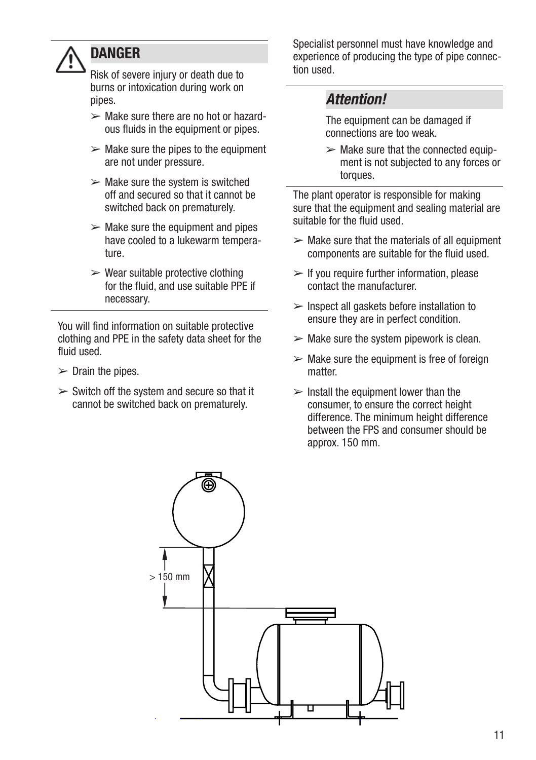## DANGER

Risk of severe injury or death due to burns or intoxication during work on pipes.

- ➢ Make sure there are no hot or hazardous fluids in the equipment or pipes.
- ➢ Make sure the pipes to the equipment are not under pressure.
- ➢ Make sure the system is switched off and secured so that it cannot be switched back on prematurely.
- ➢ Make sure the equipment and pipes have cooled to a lukewarm temperature.
- ➢ Wear suitable protective clothing for the fluid, and use suitable PPE if necessary.

You will find information on suitable protective clothing and PPE in the safety data sheet for the fluid used.

- ➢ Drain the pipes.
- ➢ Switch off the system and secure so that it cannot be switched back on prematurely.

Specialist personnel must have knowledge and experience of producing the type of pipe connection used.

## *Attention!*

The equipment can be damaged if connections are too weak.

- ➢ Make sure that the connected equipment is not subjected to any forces or torques.

The plant operator is responsible for making sure that the equipment and sealing material are suitable for the fluid used.

- ➢ Make sure that the materials of all equipment components are suitable for the fluid used.
- ➢ If you require further information, please contact the manufacturer.
- ➢ Inspect all gaskets before installation to ensure they are in perfect condition.
- ➢ Make sure the system pipework is clean.
- ➢ Make sure the equipment is free of foreign matter.
- ➢ Install the equipment lower than the consumer, to ensure the correct height difference. The minimum height difference between the FPS and consumer should be approx. 150 mm.

> 150 mm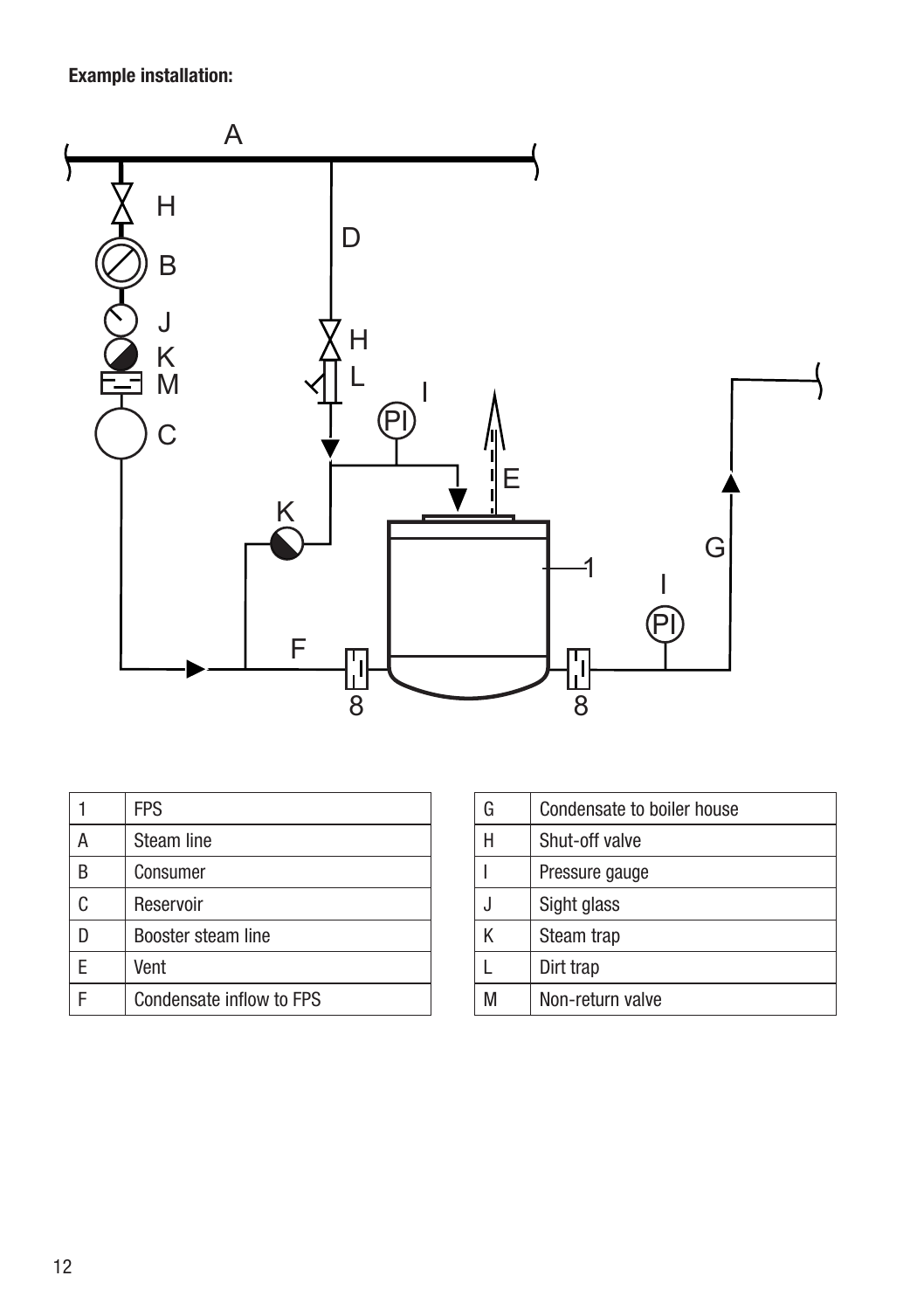**Example installation:**

A

H

B

J

K

M

C

D

H

L

I

PI

E

K

1

G

I

PI

F

8

8

| | |
|---|---|
| 1 | FPS |
| A | Steam line |
| B | Consumer |
| C | Reservoir |
| D | Booster steam line |
| E | Vent |
| F | Condensate inflow to FPS |

| | |
|---|---|
| G | Condensate to boiler house |
| H | Shut-off valve |
| I | Pressure gauge |
| J | Sight glass |
| K | Steam trap |
| L | Dirt trap |
| M | Non-return valve |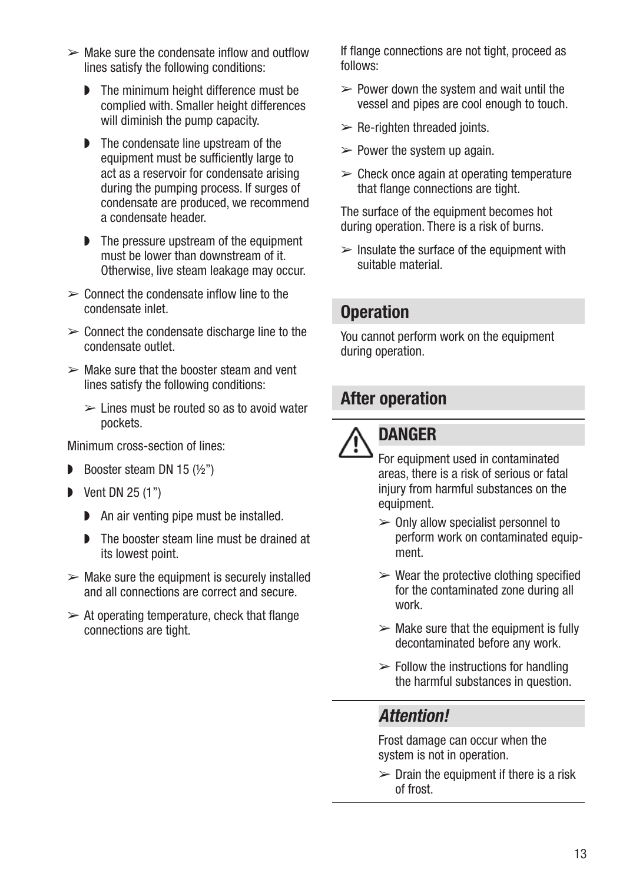- Make sure the condensate inflow and outflow lines satisfy the following conditions:
  - The minimum height difference must be complied with. Smaller height differences will diminish the pump capacity.
  - The condensate line upstream of the equipment must be sufficiently large to act as a reservoir for condensate arising during the pumping process. If surges of condensate are produced, we recommend a condensate header.
  - The pressure upstream of the equipment must be lower than downstream of it. Otherwise, live steam leakage may occur.
- Connect the condensate inflow line to the condensate inlet.
- Connect the condensate discharge line to the condensate outlet.
- Make sure that the booster steam and vent lines satisfy the following conditions:
  - Lines must be routed so as to avoid water pockets.

Minimum cross-section of lines:

- Booster steam DN 15 (½")
- Vent DN 25 (1")
  - An air venting pipe must be installed.
  - The booster steam line must be drained at its lowest point.
- Make sure the equipment is securely installed and all connections are correct and secure.
- At operating temperature, check that flange connections are tight.

If flange connections are not tight, proceed as follows:

- Power down the system and wait until the vessel and pipes are cool enough to touch.
- Re-righten threaded joints.
- Power the system up again.
- Check once again at operating temperature that flange connections are tight.

The surface of the equipment becomes hot during operation. There is a risk of burns.

- Insulate the surface of the equipment with suitable material.

## Operation

You cannot perform work on the equipment during operation.

## After operation

### DANGER

For equipment used in contaminated areas, there is a risk of serious or fatal injury from harmful substances on the equipment.

- Only allow specialist personnel to perform work on contaminated equipment.
- Wear the protective clothing specified for the contaminated zone during all work.
- Make sure that the equipment is fully decontaminated before any work.
- Follow the instructions for handling the harmful substances in question.

### *Attention!*

Frost damage can occur when the system is not in operation.

- Drain the equipment if there is a risk of frost.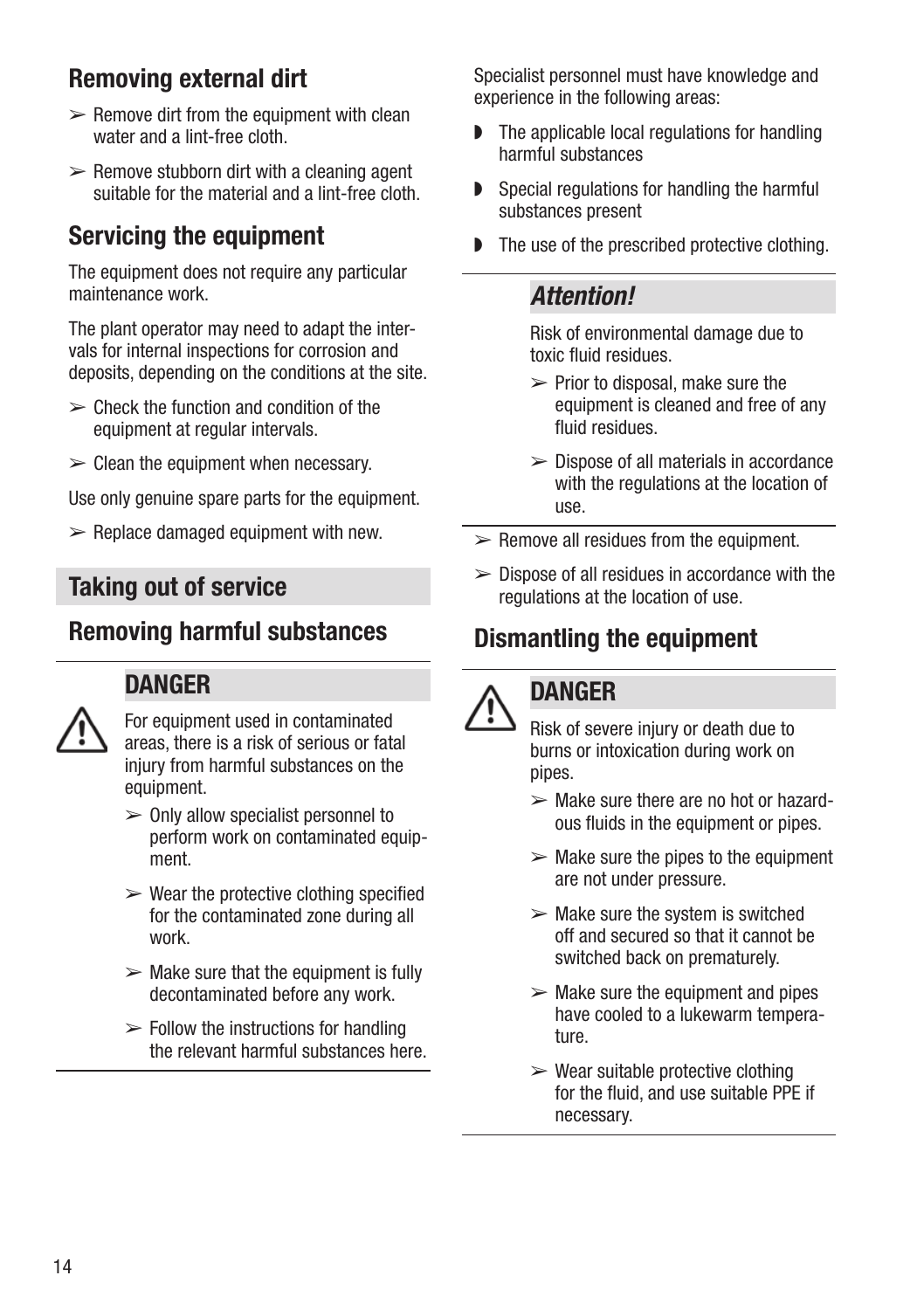## Removing external dirt

- ➢ Remove dirt from the equipment with clean water and a lint-free cloth.
- ➢ Remove stubborn dirt with a cleaning agent suitable for the material and a lint-free cloth.

## Servicing the equipment

The equipment does not require any particular maintenance work.

The plant operator may need to adapt the intervals for internal inspections for corrosion and deposits, depending on the conditions at the site.

- ➢ Check the function and condition of the equipment at regular intervals.
- ➢ Clean the equipment when necessary.

Use only genuine spare parts for the equipment.

- ➢ Replace damaged equipment with new.

# Taking out of service

## Removing harmful substances

**DANGER**

For equipment used in contaminated areas, there is a risk of serious or fatal injury from harmful substances on the equipment.

- ➢ Only allow specialist personnel to perform work on contaminated equipment.
- ➢ Wear the protective clothing specified for the contaminated zone during all work.
- ➢ Make sure that the equipment is fully decontaminated before any work.
- ➢ Follow the instructions for handling the relevant harmful substances here.

Specialist personnel must have knowledge and experience in the following areas:

- The applicable local regulations for handling harmful substances
- Special regulations for handling the harmful substances present
- The use of the prescribed protective clothing.

***Attention!***

Risk of environmental damage due to toxic fluid residues.

- ➢ Prior to disposal, make sure the equipment is cleaned and free of any fluid residues.
- ➢ Dispose of all materials in accordance with the regulations at the location of use.

- ➢ Remove all residues from the equipment.
- ➢ Dispose of all residues in accordance with the regulations at the location of use.

## Dismantling the equipment

**DANGER**

Risk of severe injury or death due to burns or intoxication during work on pipes.

- ➢ Make sure there are no hot or hazardous fluids in the equipment or pipes.
- ➢ Make sure the pipes to the equipment are not under pressure.
- ➢ Make sure the system is switched off and secured so that it cannot be switched back on prematurely.
- ➢ Make sure the equipment and pipes have cooled to a lukewarm temperature.
- ➢ Wear suitable protective clothing for the fluid, and use suitable PPE if necessary.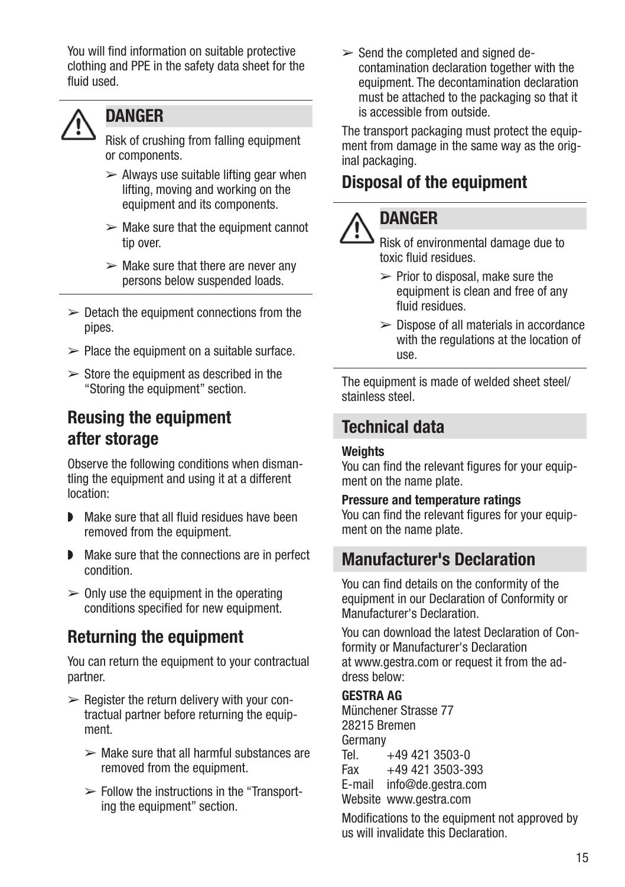You will find information on suitable protective clothing and PPE in the safety data sheet for the fluid used.

### ⚠ DANGER

Risk of crushing from falling equipment or components.

- ➢ Always use suitable lifting gear when lifting, moving and working on the equipment and its components.
- ➢ Make sure that the equipment cannot tip over.
- ➢ Make sure that there are never any persons below suspended loads.

---

- ➢ Detach the equipment connections from the pipes.
- ➢ Place the equipment on a suitable surface.
- ➢ Store the equipment as described in the "Storing the equipment" section.

## Reusing the equipment after storage

Observe the following conditions when dismantling the equipment and using it at a different location:

- ◗ Make sure that all fluid residues have been removed from the equipment.
- ◗ Make sure that the connections are in perfect condition.
- ➢ Only use the equipment in the operating conditions specified for new equipment.

## Returning the equipment

You can return the equipment to your contractual partner.

- ➢ Register the return delivery with your contractual partner before returning the equipment.
  - ➢ Make sure that all harmful substances are removed from the equipment.
  - ➢ Follow the instructions in the "Transporting the equipment" section.
- ➢ Send the completed and signed decontamination declaration together with the equipment. The decontamination declaration must be attached to the packaging so that it is accessible from outside.

The transport packaging must protect the equipment from damage in the same way as the original packaging.

## Disposal of the equipment

### ⚠ DANGER

Risk of environmental damage due to toxic fluid residues.

- ➢ Prior to disposal, make sure the equipment is clean and free of any fluid residues.
- ➢ Dispose of all materials in accordance with the regulations at the location of use.

---

The equipment is made of welded sheet steel/stainless steel.

## Technical data

**Weights**
You can find the relevant figures for your equipment on the name plate.

**Pressure and temperature ratings**
You can find the relevant figures for your equipment on the name plate.

## Manufacturer's Declaration

You can find details on the conformity of the equipment in our Declaration of Conformity or Manufacturer's Declaration.

You can download the latest Declaration of Conformity or Manufacturer's Declaration at www.gestra.com or request it from the address below:

**GESTRA AG**
Münchener Strasse 77
28215 Bremen
Germany
Tel. +49 421 3503-0
Fax +49 421 3503-393
E-mail info@de.gestra.com
Website www.gestra.com

Modifications to the equipment not approved by us will invalidate this Declaration.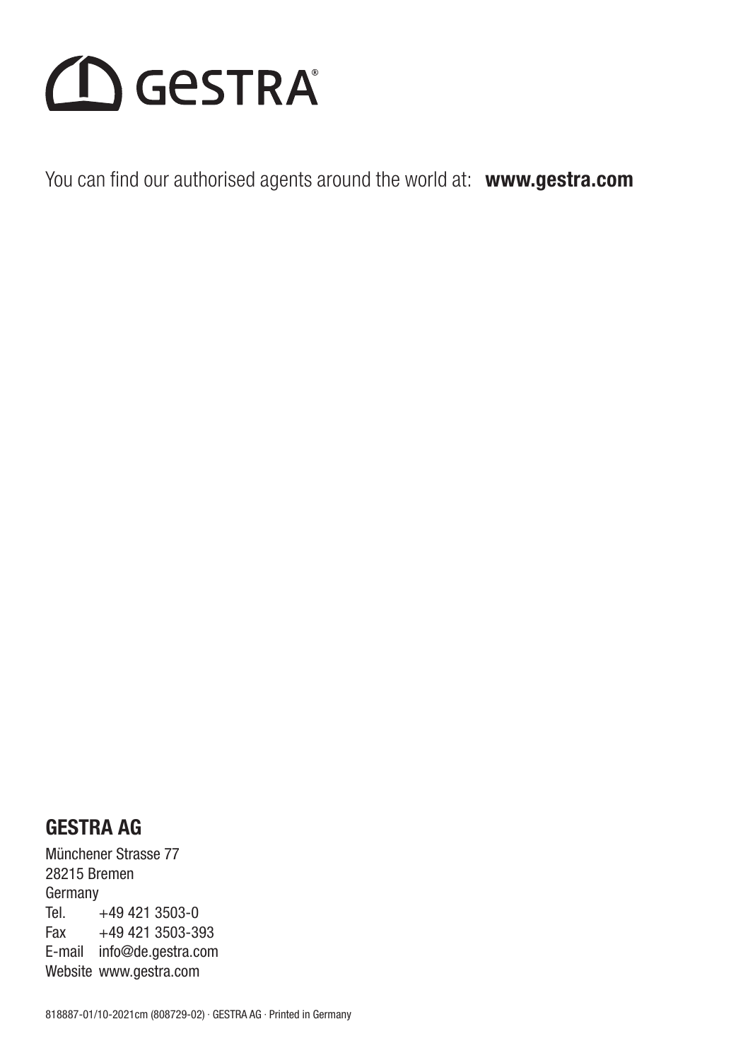GESTRA®

You can find our authorised agents around the world at: **www.gestra.com**

## GESTRA AG

Münchener Strasse 77
28215 Bremen
Germany
Tel. +49 421 3503-0
Fax +49 421 3503-393
E-mail info@de.gestra.com
Website www.gestra.com

818887-01/10-2021cm (808729-02) · GESTRA AG · Printed in Germany